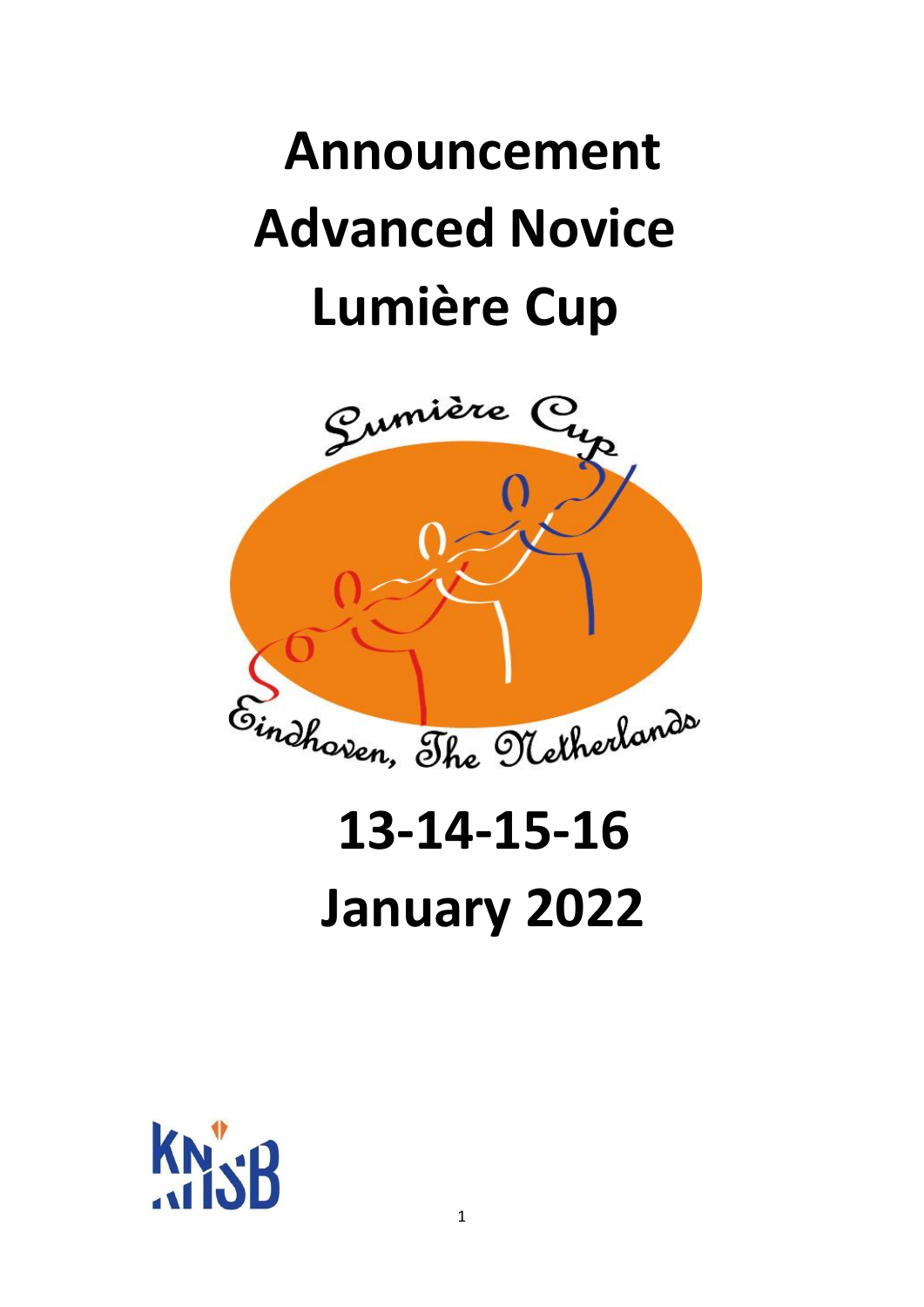# Announcement
# Advanced Novice
# Lumière Cup

Lumière Cup

Eindhoven, The Netherlands

# 13-14-15-16
# January 2022

KNSB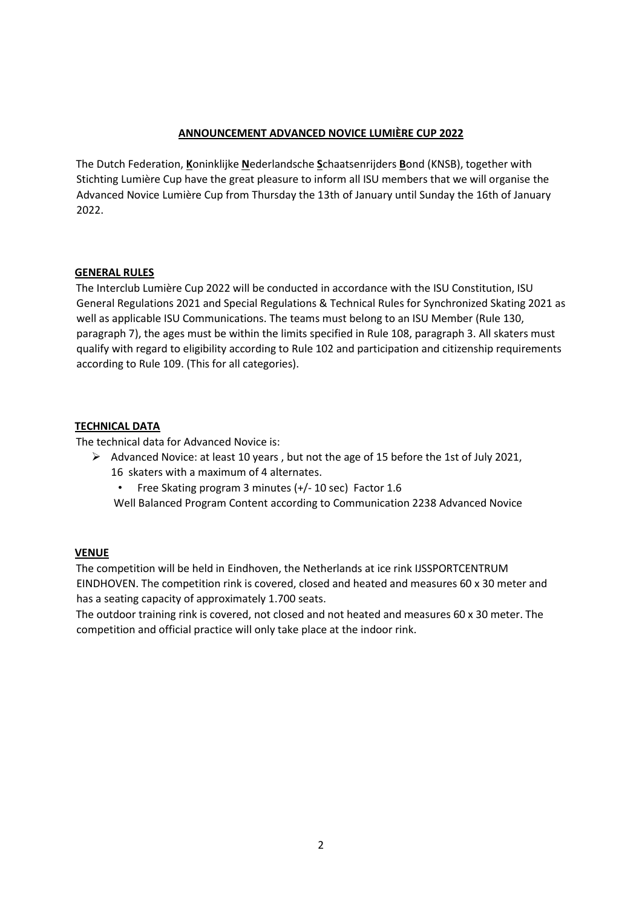## ANNOUNCEMENT ADVANCED NOVICE LUMIÈRE CUP 2022

The Dutch Federation, **K**oninklijke **N**ederlandsche **S**chaatsenrijders **B**ond (KNSB), together with Stichting Lumière Cup have the great pleasure to inform all ISU members that we will organise the Advanced Novice Lumière Cup from Thursday the 13th of January until Sunday the 16th of January 2022.

### GENERAL RULES

The Interclub Lumière Cup 2022 will be conducted in accordance with the ISU Constitution, ISU General Regulations 2021 and Special Regulations & Technical Rules for Synchronized Skating 2021 as well as applicable ISU Communications. The teams must belong to an ISU Member (Rule 130, paragraph 7), the ages must be within the limits specified in Rule 108, paragraph 3. All skaters must qualify with regard to eligibility according to Rule 102 and participation and citizenship requirements according to Rule 109. (This for all categories).

### TECHNICAL DATA

The technical data for Advanced Novice is:

- Advanced Novice: at least 10 years , but not the age of 15 before the 1st of July 2021, 16 skaters with a maximum of 4 alternates.
  - Free Skating program 3 minutes (+/- 10 sec) Factor 1.6

  Well Balanced Program Content according to Communication 2238 Advanced Novice

### VENUE

The competition will be held in Eindhoven, the Netherlands at ice rink IJSSPORTCENTRUM EINDHOVEN. The competition rink is covered, closed and heated and measures 60 x 30 meter and has a seating capacity of approximately 1.700 seats.

The outdoor training rink is covered, not closed and not heated and measures 60 x 30 meter. The competition and official practice will only take place at the indoor rink.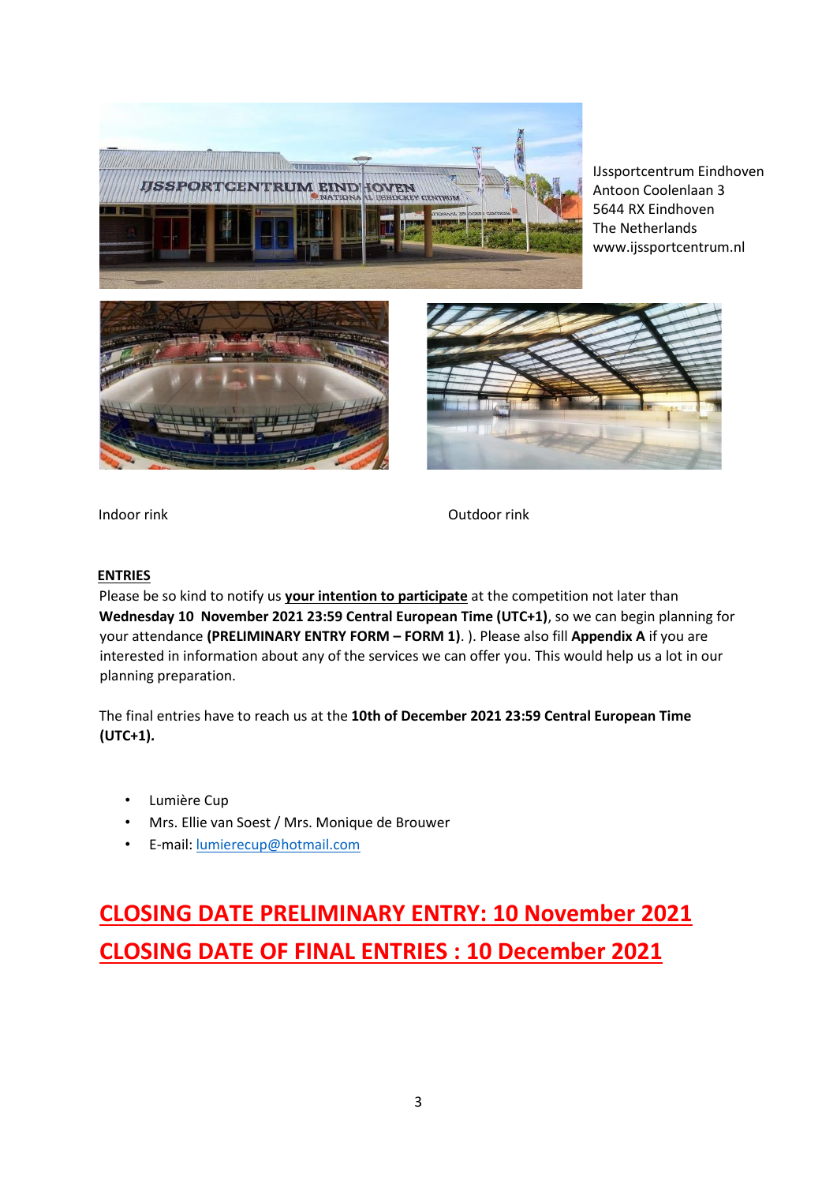IJssportcentrum Eindhoven
Antoon Coolenlaan 3
5644 RX Eindhoven
The Netherlands
www.ijssportcentrum.nl

Indoor rink

Outdoor rink

## ENTRIES

Please be so kind to notify us **your intention to participate** at the competition not later than **Wednesday 10 November 2021 23:59 Central European Time (UTC+1)**, so we can begin planning for your attendance **(PRELIMINARY ENTRY FORM – FORM 1)**. ). Please also fill **Appendix A** if you are interested in information about any of the services we can offer you. This would help us a lot in our planning preparation.

The final entries have to reach us at the **10th of December 2021 23:59 Central European Time (UTC+1).**

- Lumière Cup
- Mrs. Ellie van Soest / Mrs. Monique de Brouwer
- E-mail: lumierecup@hotmail.com

## CLOSING DATE PRELIMINARY ENTRY: 10 November 2021

## CLOSING DATE OF FINAL ENTRIES : 10 December 2021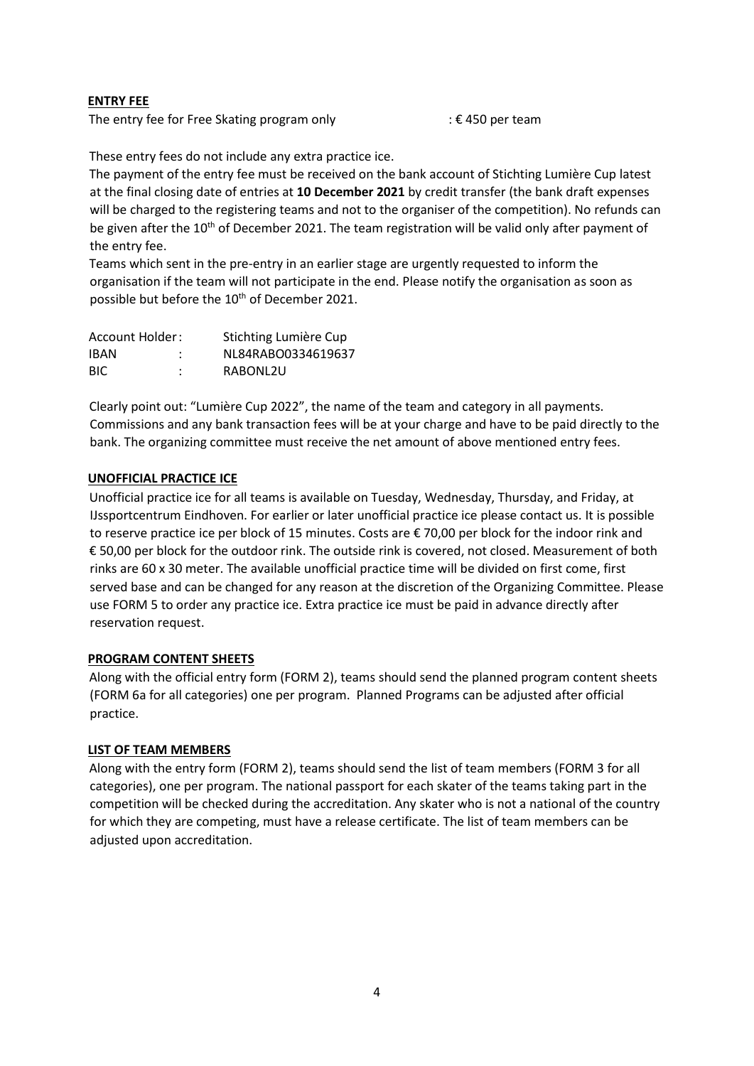## ENTRY FEE

The entry fee for Free Skating program only : € 450 per team

These entry fees do not include any extra practice ice.

The payment of the entry fee must be received on the bank account of Stichting Lumière Cup latest at the final closing date of entries at **10 December 2021** by credit transfer (the bank draft expenses will be charged to the registering teams and not to the organiser of the competition). No refunds can be given after the 10th of December 2021. The team registration will be valid only after payment of the entry fee.

Teams which sent in the pre-entry in an earlier stage are urgently requested to inform the organisation if the team will not participate in the end. Please notify the organisation as soon as possible but before the 10th of December 2021.

| | | |
|---|---|---|
| Account Holder | : | Stichting Lumière Cup |
| IBAN | : | NL84RABO0334619637 |
| BIC | : | RABONL2U |

Clearly point out: "Lumière Cup 2022", the name of the team and category in all payments. Commissions and any bank transaction fees will be at your charge and have to be paid directly to the bank. The organizing committee must receive the net amount of above mentioned entry fees.

## UNOFFICIAL PRACTICE ICE

Unofficial practice ice for all teams is available on Tuesday, Wednesday, Thursday, and Friday, at IJssportcentrum Eindhoven. For earlier or later unofficial practice ice please contact us. It is possible to reserve practice ice per block of 15 minutes. Costs are € 70,00 per block for the indoor rink and € 50,00 per block for the outdoor rink. The outside rink is covered, not closed. Measurement of both rinks are 60 x 30 meter. The available unofficial practice time will be divided on first come, first served base and can be changed for any reason at the discretion of the Organizing Committee. Please use FORM 5 to order any practice ice. Extra practice ice must be paid in advance directly after reservation request.

## PROGRAM CONTENT SHEETS

Along with the official entry form (FORM 2), teams should send the planned program content sheets (FORM 6a for all categories) one per program. Planned Programs can be adjusted after official practice.

## LIST OF TEAM MEMBERS

Along with the entry form (FORM 2), teams should send the list of team members (FORM 3 for all categories), one per program. The national passport for each skater of the teams taking part in the competition will be checked during the accreditation. Any skater who is not a national of the country for which they are competing, must have a release certificate. The list of team members can be adjusted upon accreditation.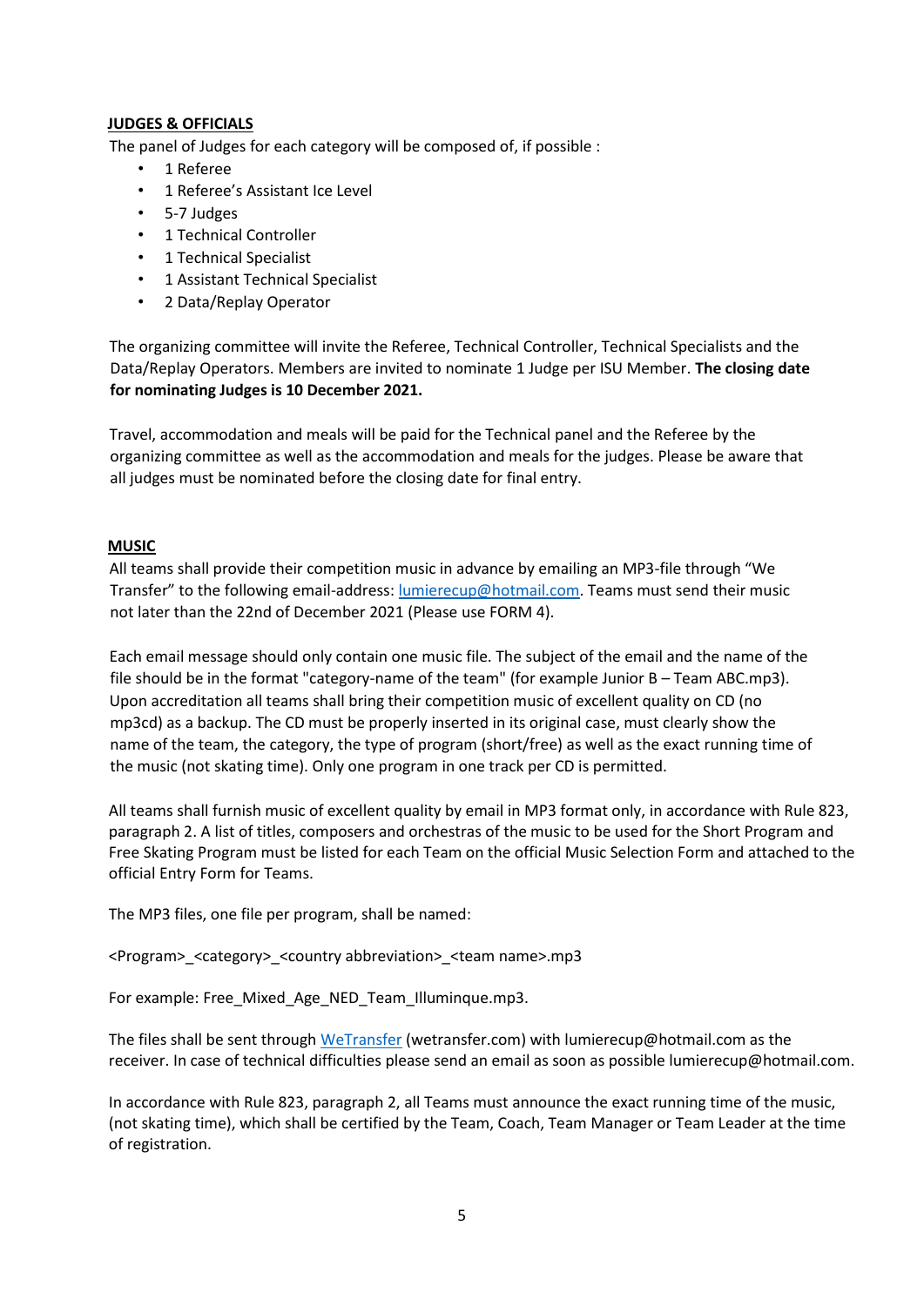## JUDGES & OFFICIALS

The panel of Judges for each category will be composed of, if possible :

- 1 Referee
- 1 Referee's Assistant Ice Level
- 5-7 Judges
- 1 Technical Controller
- 1 Technical Specialist
- 1 Assistant Technical Specialist
- 2 Data/Replay Operator

The organizing committee will invite the Referee, Technical Controller, Technical Specialists and the Data/Replay Operators. Members are invited to nominate 1 Judge per ISU Member. **The closing date for nominating Judges is 10 December 2021.**

Travel, accommodation and meals will be paid for the Technical panel and the Referee by the organizing committee as well as the accommodation and meals for the judges. Please be aware that all judges must be nominated before the closing date for final entry.

## MUSIC

All teams shall provide their competition music in advance by emailing an MP3-file through "We Transfer" to the following email-address: lumierecup@hotmail.com. Teams must send their music not later than the 22nd of December 2021 (Please use FORM 4).

Each email message should only contain one music file. The subject of the email and the name of the file should be in the format "category-name of the team" (for example Junior B – Team ABC.mp3). Upon accreditation all teams shall bring their competition music of excellent quality on CD (no mp3cd) as a backup. The CD must be properly inserted in its original case, must clearly show the name of the team, the category, the type of program (short/free) as well as the exact running time of the music (not skating time). Only one program in one track per CD is permitted.

All teams shall furnish music of excellent quality by email in MP3 format only, in accordance with Rule 823, paragraph 2. A list of titles, composers and orchestras of the music to be used for the Short Program and Free Skating Program must be listed for each Team on the official Music Selection Form and attached to the official Entry Form for Teams.

The MP3 files, one file per program, shall be named:

<Program>_<category>_<country abbreviation>_<team name>.mp3

For example: Free_Mixed_Age_NED_Team_Illuminque.mp3.

The files shall be sent through WeTransfer (wetransfer.com) with lumierecup@hotmail.com as the receiver. In case of technical difficulties please send an email as soon as possible lumierecup@hotmail.com.

In accordance with Rule 823, paragraph 2, all Teams must announce the exact running time of the music, (not skating time), which shall be certified by the Team, Coach, Team Manager or Team Leader at the time of registration.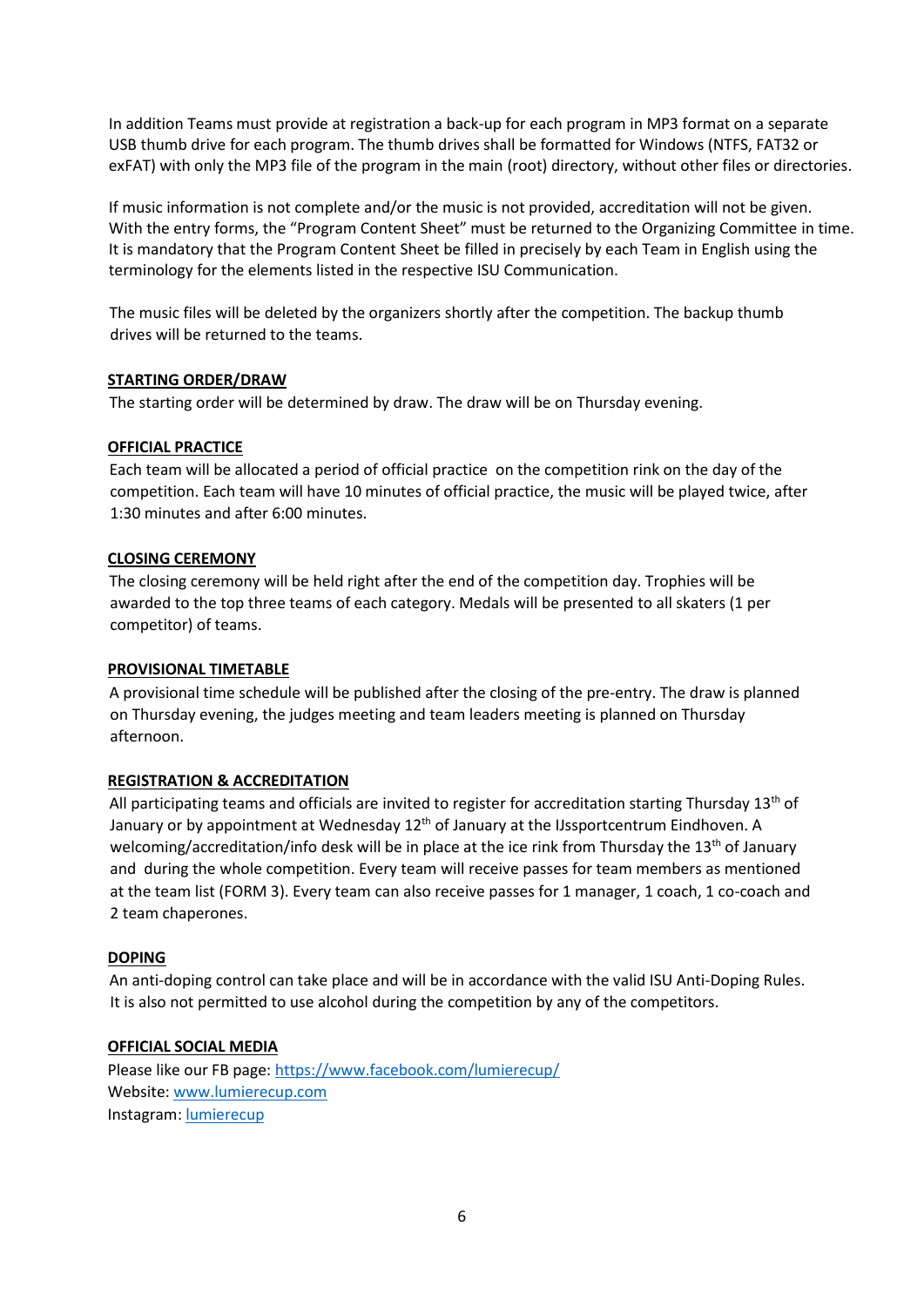In addition Teams must provide at registration a back-up for each program in MP3 format on a separate USB thumb drive for each program. The thumb drives shall be formatted for Windows (NTFS, FAT32 or exFAT) with only the MP3 file of the program in the main (root) directory, without other files or directories.

If music information is not complete and/or the music is not provided, accreditation will not be given. With the entry forms, the "Program Content Sheet" must be returned to the Organizing Committee in time. It is mandatory that the Program Content Sheet be filled in precisely by each Team in English using the terminology for the elements listed in the respective ISU Communication.

The music files will be deleted by the organizers shortly after the competition. The backup thumb drives will be returned to the teams.

**STARTING ORDER/DRAW**

The starting order will be determined by draw. The draw will be on Thursday evening.

**OFFICIAL PRACTICE**

Each team will be allocated a period of official practice on the competition rink on the day of the competition. Each team will have 10 minutes of official practice, the music will be played twice, after 1:30 minutes and after 6:00 minutes.

**CLOSING CEREMONY**

The closing ceremony will be held right after the end of the competition day. Trophies will be awarded to the top three teams of each category. Medals will be presented to all skaters (1 per competitor) of teams.

**PROVISIONAL TIMETABLE**

A provisional time schedule will be published after the closing of the pre-entry. The draw is planned on Thursday evening, the judges meeting and team leaders meeting is planned on Thursday afternoon.

**REGISTRATION & ACCREDITATION**

All participating teams and officials are invited to register for accreditation starting Thursday 13th of January or by appointment at Wednesday 12th of January at the IJssportcentrum Eindhoven. A welcoming/accreditation/info desk will be in place at the ice rink from Thursday the 13th of January and during the whole competition. Every team will receive passes for team members as mentioned at the team list (FORM 3). Every team can also receive passes for 1 manager, 1 coach, 1 co-coach and 2 team chaperones.

**DOPING**

An anti-doping control can take place and will be in accordance with the valid ISU Anti-Doping Rules. It is also not permitted to use alcohol during the competition by any of the competitors.

**OFFICIAL SOCIAL MEDIA**

Please like our FB page: https://www.facebook.com/lumierecup/
Website: www.lumierecup.com
Instagram: lumierecup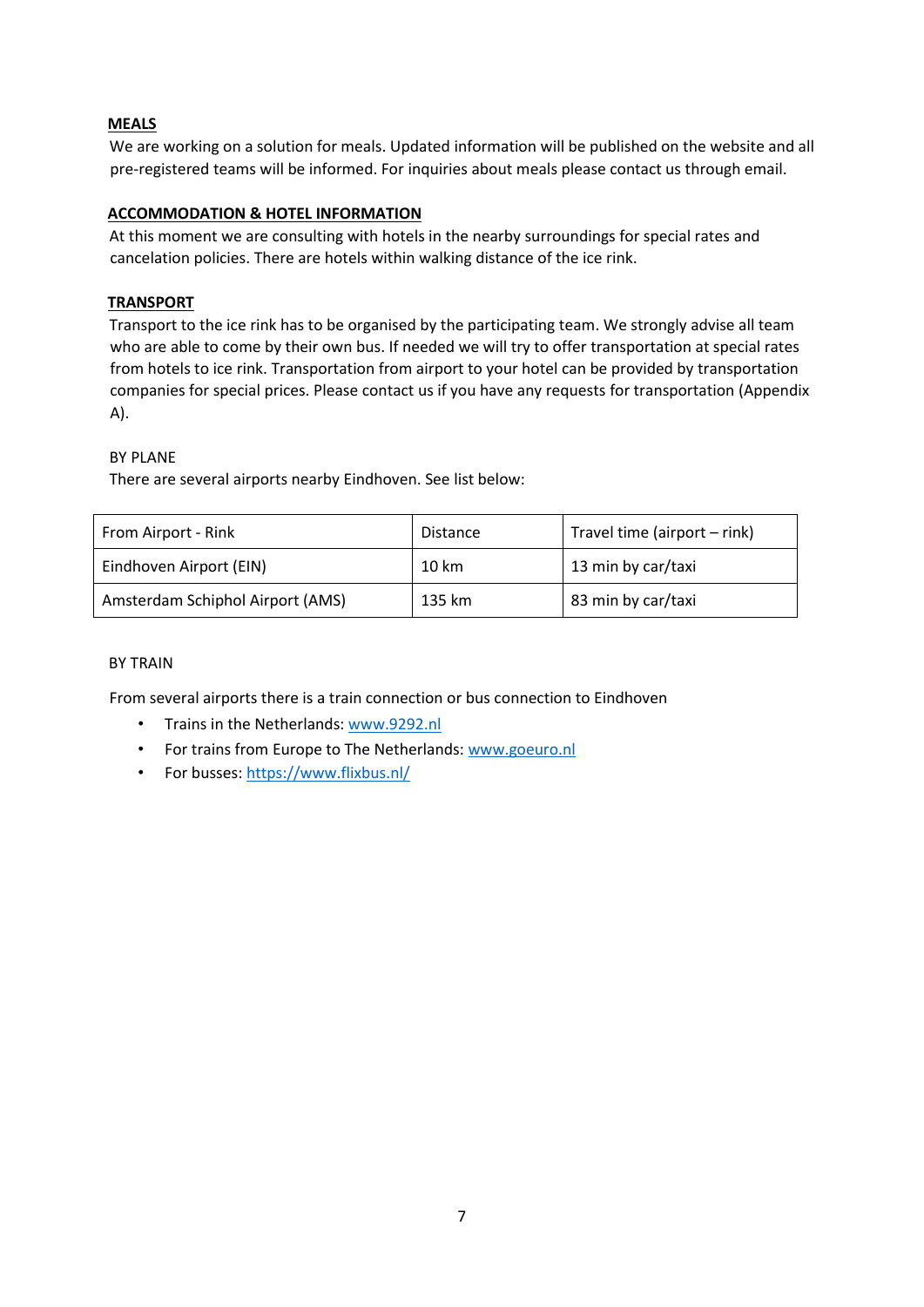## MEALS

We are working on a solution for meals. Updated information will be published on the website and all pre-registered teams will be informed. For inquiries about meals please contact us through email.

## ACCOMMODATION & HOTEL INFORMATION

At this moment we are consulting with hotels in the nearby surroundings for special rates and cancelation policies. There are hotels within walking distance of the ice rink.

## TRANSPORT

Transport to the ice rink has to be organised by the participating team. We strongly advise all team who are able to come by their own bus. If needed we will try to offer transportation at special rates from hotels to ice rink. Transportation from airport to your hotel can be provided by transportation companies for special prices. Please contact us if you have any requests for transportation (Appendix A).

BY PLANE

There are several airports nearby Eindhoven. See list below:

| From Airport - Rink | Distance | Travel time (airport – rink) |
|---|---|---|
| Eindhoven Airport (EIN) | 10 km | 13 min by car/taxi |
| Amsterdam Schiphol Airport (AMS) | 135 km | 83 min by car/taxi |

BY TRAIN

From several airports there is a train connection or bus connection to Eindhoven

- Trains in the Netherlands: www.9292.nl
- For trains from Europe to The Netherlands: www.goeuro.nl
- For busses: https://www.flixbus.nl/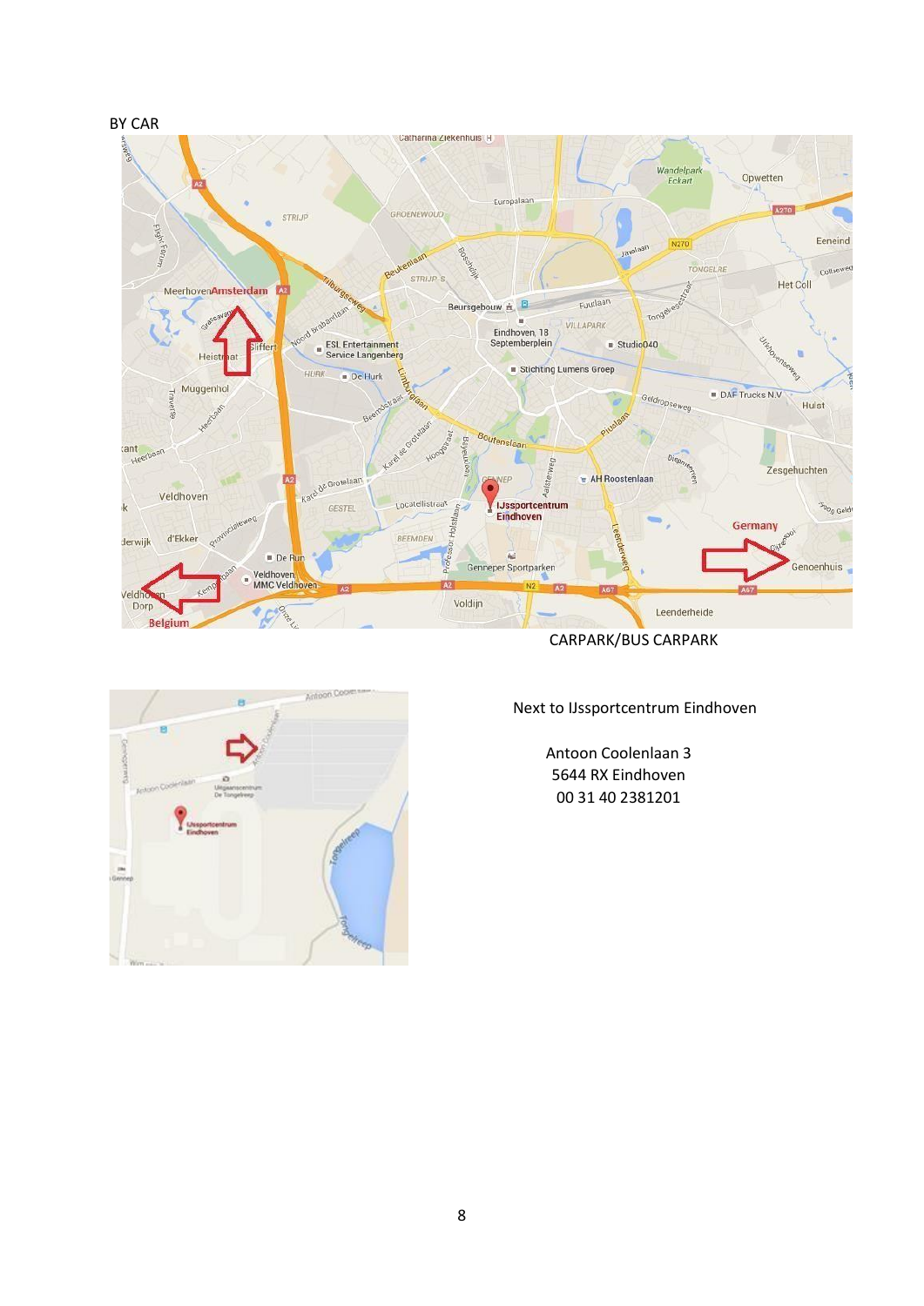BY CAR

CARPARK/BUS CARPARK

Next to IJssportcentrum Eindhoven

Antoon Coolenlaan 3
5644 RX Eindhoven
00 31 40 2381201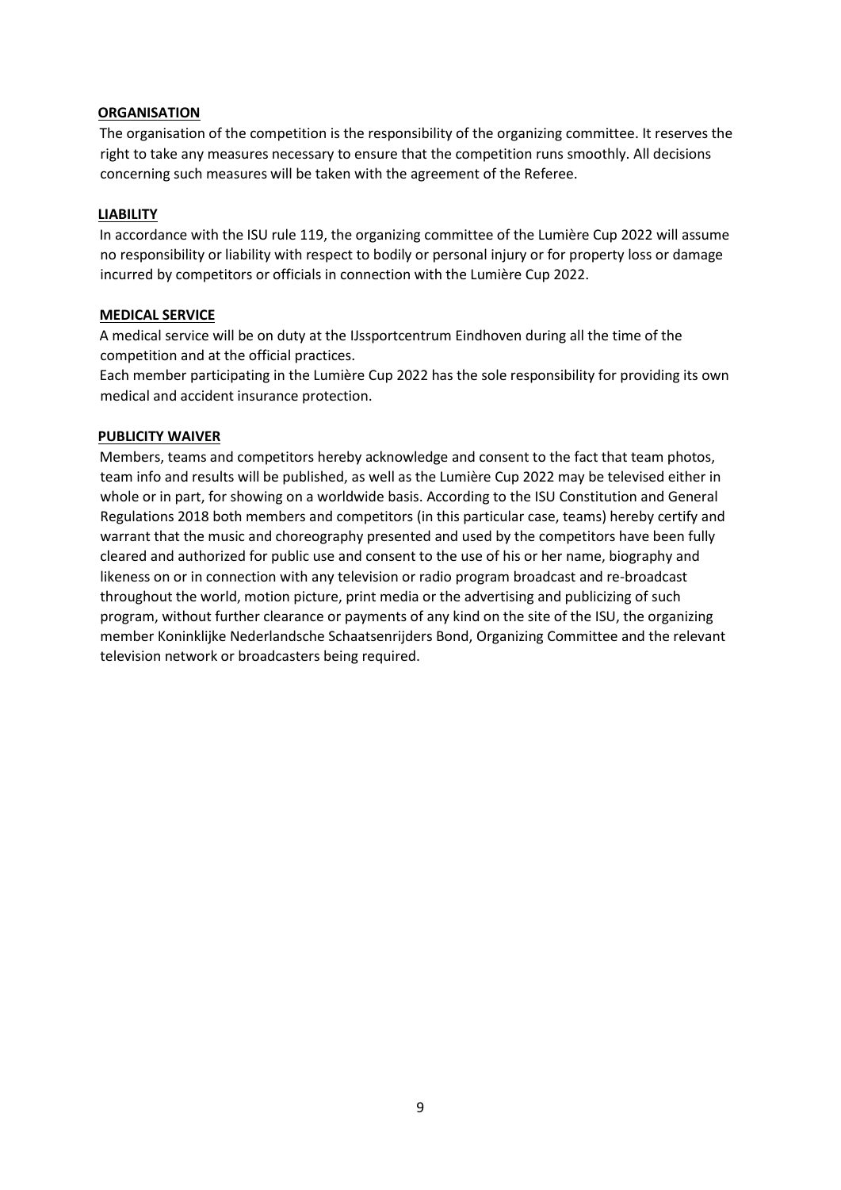**ORGANISATION**

The organisation of the competition is the responsibility of the organizing committee. It reserves the right to take any measures necessary to ensure that the competition runs smoothly. All decisions concerning such measures will be taken with the agreement of the Referee.

**LIABILITY**

In accordance with the ISU rule 119, the organizing committee of the Lumière Cup 2022 will assume no responsibility or liability with respect to bodily or personal injury or for property loss or damage incurred by competitors or officials in connection with the Lumière Cup 2022.

**MEDICAL SERVICE**

A medical service will be on duty at the IJssportcentrum Eindhoven during all the time of the competition and at the official practices.
Each member participating in the Lumière Cup 2022 has the sole responsibility for providing its own medical and accident insurance protection.

**PUBLICITY WAIVER**

Members, teams and competitors hereby acknowledge and consent to the fact that team photos, team info and results will be published, as well as the Lumière Cup 2022 may be televised either in whole or in part, for showing on a worldwide basis. According to the ISU Constitution and General Regulations 2018 both members and competitors (in this particular case, teams) hereby certify and warrant that the music and choreography presented and used by the competitors have been fully cleared and authorized for public use and consent to the use of his or her name, biography and likeness on or in connection with any television or radio program broadcast and re-broadcast throughout the world, motion picture, print media or the advertising and publicizing of such program, without further clearance or payments of any kind on the site of the ISU, the organizing member Koninklijke Nederlandsche Schaatsenrijders Bond, Organizing Committee and the relevant television network or broadcasters being required.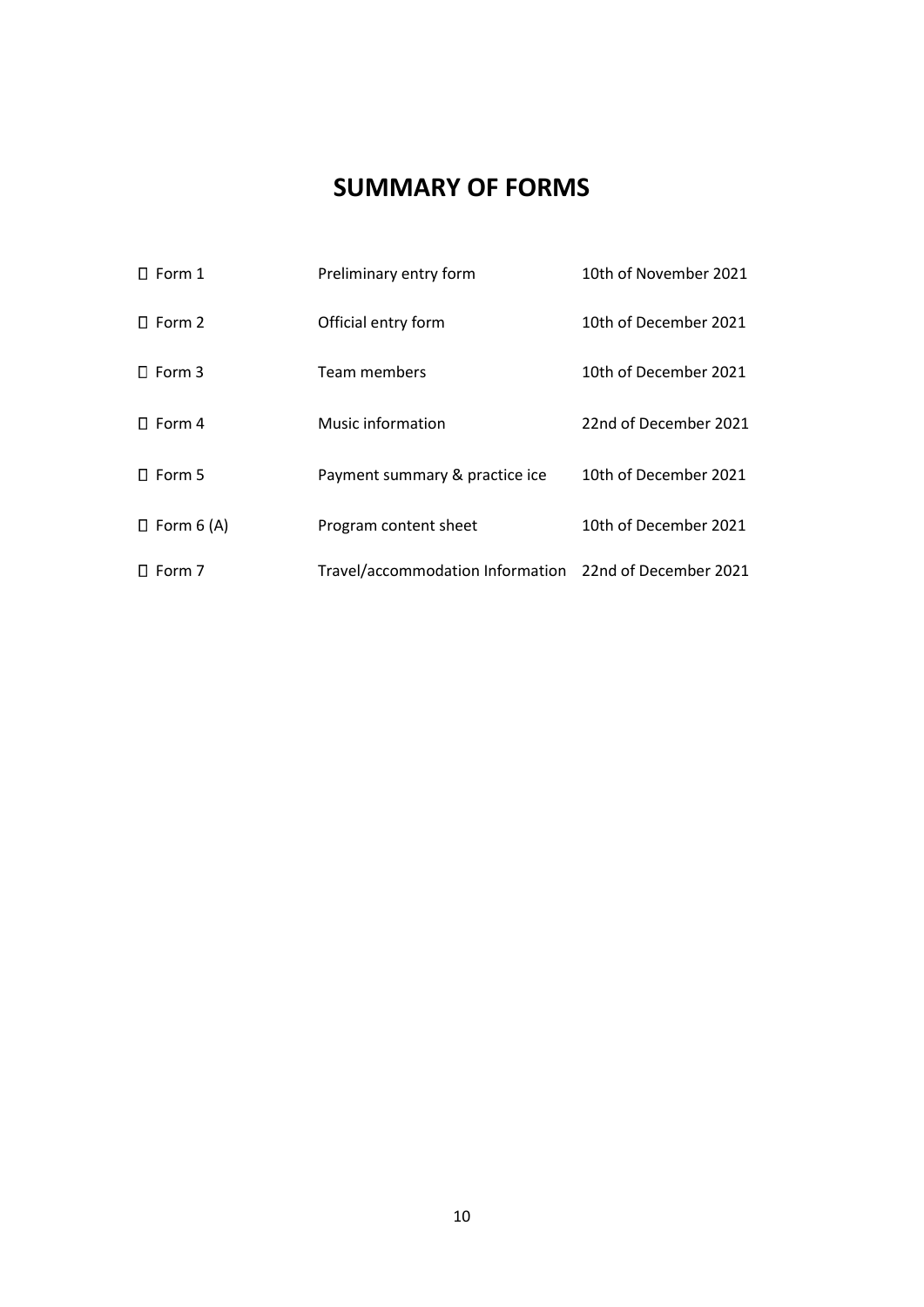# SUMMARY OF FORMS

| | | |
|---|---|---|
|  Form 1 | Preliminary entry form | 10th of November 2021 |
|  Form 2 | Official entry form | 10th of December 2021 |
|  Form 3 | Team members | 10th of December 2021 |
|  Form 4 | Music information | 22nd of December 2021 |
|  Form 5 | Payment summary & practice ice | 10th of December 2021 |
|  Form 6 (A) | Program content sheet | 10th of December 2021 |
|  Form 7 | Travel/accommodation Information | 22nd of December 2021 |